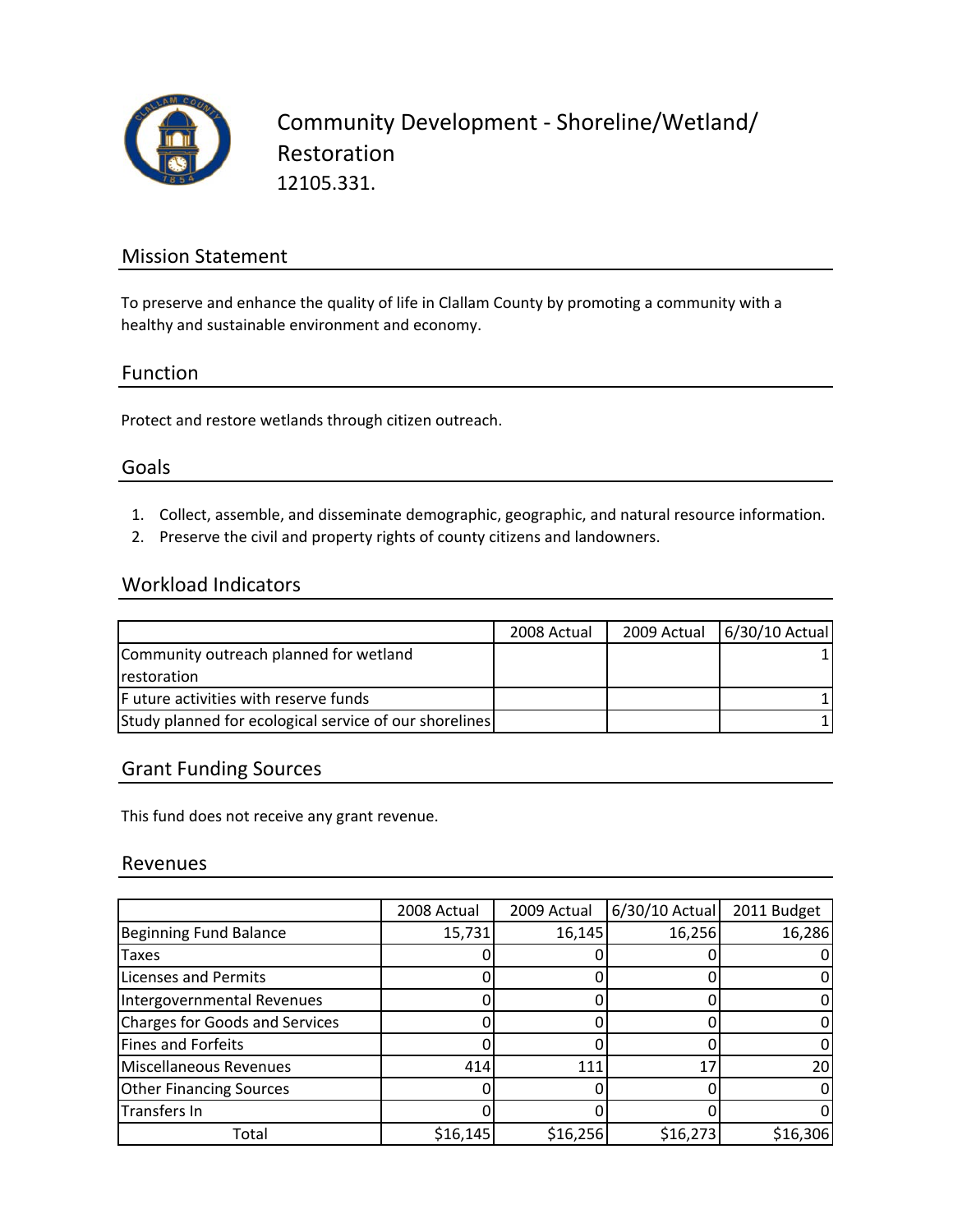# Community Development - Shoreline/Wetland/ Restoration

12105.331.

## Mission Statement

To preserve and enhance the quality of life in Clallam County by promoting a community with a healthy and sustainable environment and economy.

## Function

Protect and restore wetlands through citizen outreach.

## Goals

1. Collect, assemble, and disseminate demographic, geographic, and natural resource information.
2. Preserve the civil and property rights of county citizens and landowners.

## Workload Indicators

| | 2008 Actual | 2009 Actual | 6/30/10 Actual |
|---|---|---|---|
| Community outreach planned for wetland restoration | | | 1 |
| F uture activities with reserve funds | | | 1 |
| Study planned for ecological service of our shorelines | | | 1 |

## Grant Funding Sources

This fund does not receive any grant revenue.

## Revenues

| | 2008 Actual | 2009 Actual | 6/30/10 Actual | 2011 Budget |
|---|---|---|---|---|
| Beginning Fund Balance | 15,731 | 16,145 | 16,256 | 16,286 |
| Taxes | 0 | 0 | 0 | 0 |
| Licenses and Permits | 0 | 0 | 0 | 0 |
| Intergovernmental Revenues | 0 | 0 | 0 | 0 |
| Charges for Goods and Services | 0 | 0 | 0 | 0 |
| Fines and Forfeits | 0 | 0 | 0 | 0 |
| Miscellaneous Revenues | 414 | 111 | 17 | 20 |
| Other Financing Sources | 0 | 0 | 0 | 0 |
| Transfers In | 0 | 0 | 0 | 0 |
| Total | $16,145 | $16,256 | $16,273 | $16,306 |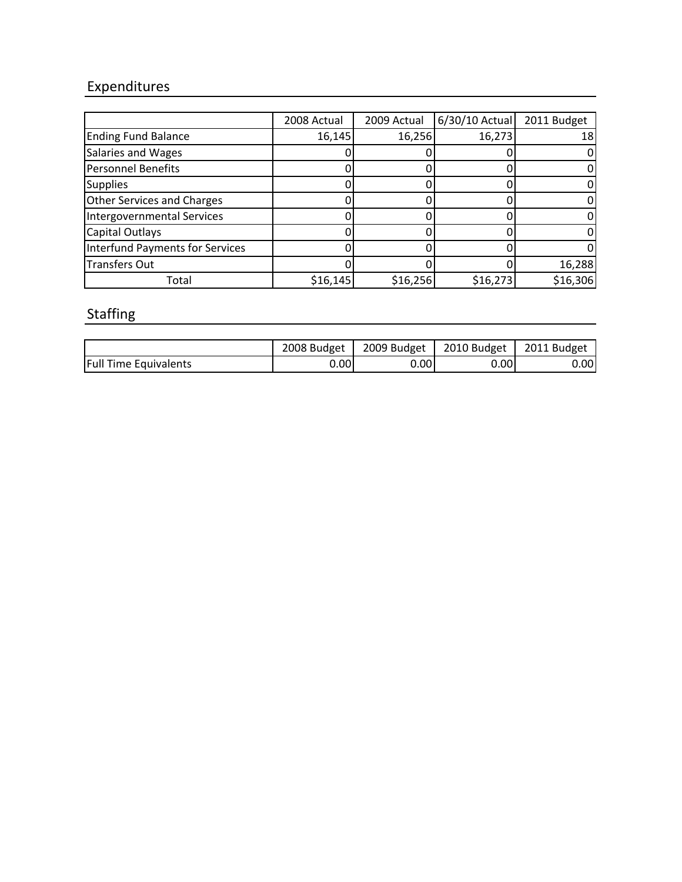## Expenditures

| | 2008 Actual | 2009 Actual | 6/30/10 Actual | 2011 Budget |
|---|---|---|---|---|
| Ending Fund Balance | 16,145 | 16,256 | 16,273 | 18 |
| Salaries and Wages | 0 | 0 | 0 | 0 |
| Personnel Benefits | 0 | 0 | 0 | 0 |
| Supplies | 0 | 0 | 0 | 0 |
| Other Services and Charges | 0 | 0 | 0 | 0 |
| Intergovernmental Services | 0 | 0 | 0 | 0 |
| Capital Outlays | 0 | 0 | 0 | 0 |
| Interfund Payments for Services | 0 | 0 | 0 | 0 |
| Transfers Out | 0 | 0 | 0 | 16,288 |
| Total | $16,145 | $16,256 | $16,273 | $16,306 |

## Staffing

| | 2008 Budget | 2009 Budget | 2010 Budget | 2011 Budget |
|---|---|---|---|---|
| Full Time Equivalents | 0.00 | 0.00 | 0.00 | 0.00 |